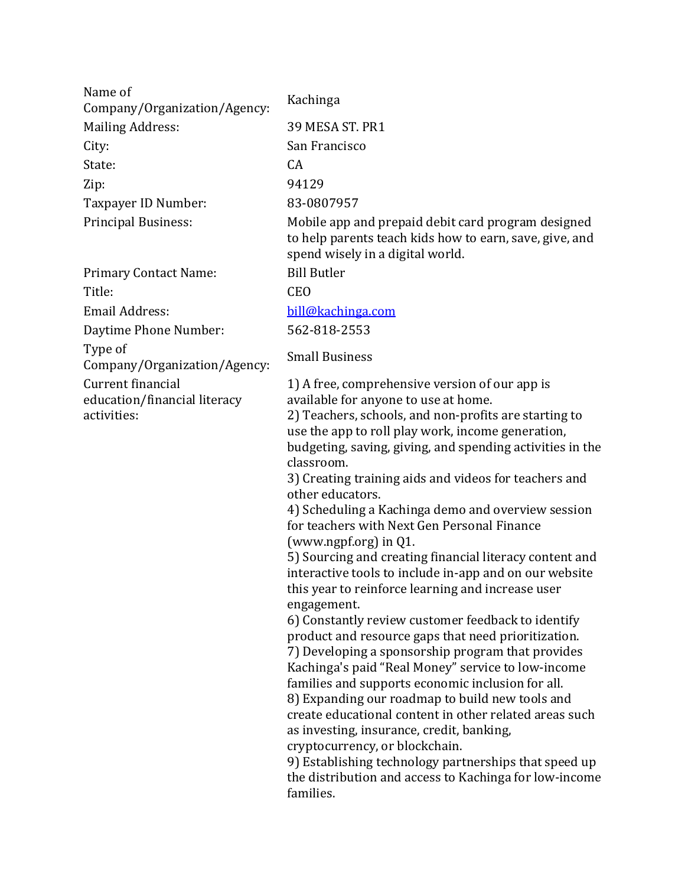| | |
|---|---|
| Name of Company/Organization/Agency: | Kachinga |
| Mailing Address: | 39 MESA ST. PR1 |
| City: | San Francisco |
| State: | CA |
| Zip: | 94129 |
| Taxpayer ID Number: | 83-0807957 |
| Principal Business: | Mobile app and prepaid debit card program designed to help parents teach kids how to earn, save, give, and spend wisely in a digital world. |
| Primary Contact Name: | Bill Butler |
| Title: | CEO |
| Email Address: | bill@kachinga.com |
| Daytime Phone Number: | 562-818-2553 |
| Type of Company/Organization/Agency: | Small Business |
| Current financial education/financial literacy activities: | 1) A free, comprehensive version of our app is available for anyone to use at home.<br>2) Teachers, schools, and non-profits are starting to use the app to roll play work, income generation, budgeting, saving, giving, and spending activities in the classroom.<br>3) Creating training aids and videos for teachers and other educators.<br>4) Scheduling a Kachinga demo and overview session for teachers with Next Gen Personal Finance (www.ngpf.org) in Q1.<br>5) Sourcing and creating financial literacy content and interactive tools to include in-app and on our website this year to reinforce learning and increase user engagement.<br>6) Constantly review customer feedback to identify product and resource gaps that need prioritization.<br>7) Developing a sponsorship program that provides Kachinga's paid "Real Money" service to low-income families and supports economic inclusion for all.<br>8) Expanding our roadmap to build new tools and create educational content in other related areas such as investing, insurance, credit, banking, cryptocurrency, or blockchain.<br>9) Establishing technology partnerships that speed up the distribution and access to Kachinga for low-income families. |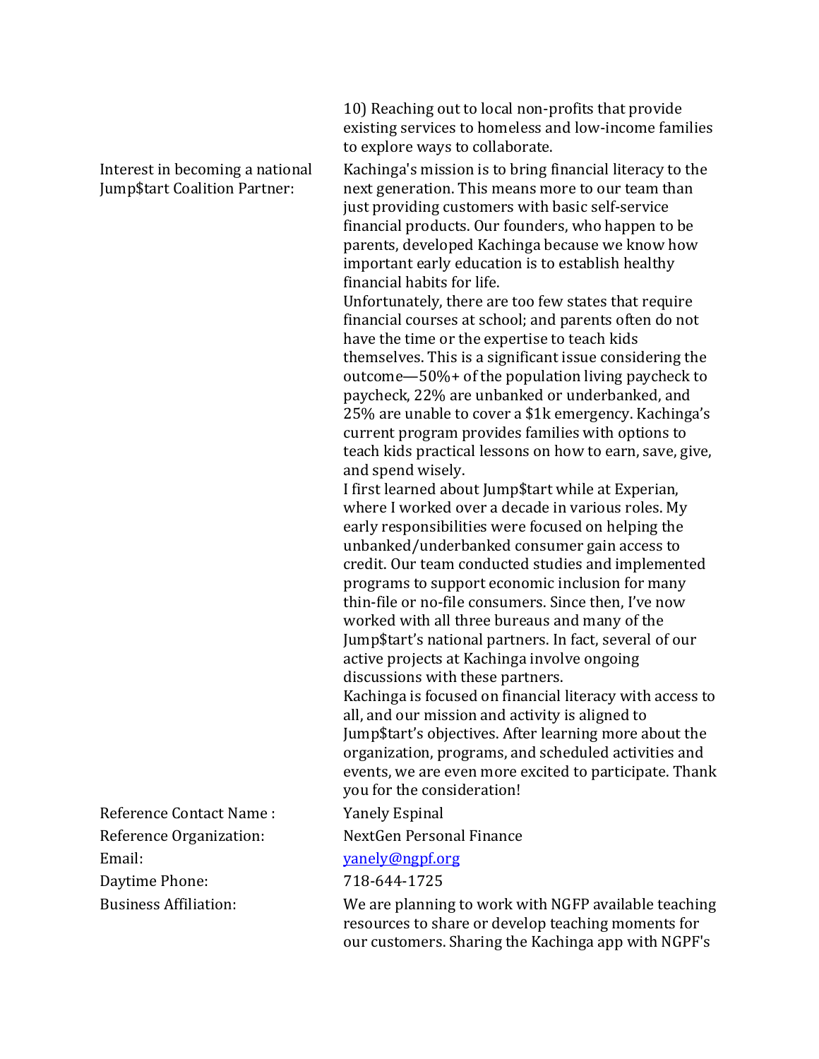| | |
|---|---|
| | 10) Reaching out to local non-profits that provide existing services to homeless and low-income families to explore ways to collaborate. |
| Interest in becoming a national Jump$tart Coalition Partner: | Kachinga's mission is to bring financial literacy to the next generation. This means more to our team than just providing customers with basic self-service financial products. Our founders, who happen to be parents, developed Kachinga because we know how important early education is to establish healthy financial habits for life.<br>Unfortunately, there are too few states that require financial courses at school; and parents often do not have the time or the expertise to teach kids themselves. This is a significant issue considering the outcome—50%+ of the population living paycheck to paycheck, 22% are unbanked or underbanked, and 25% are unable to cover a $1k emergency. Kachinga's current program provides families with options to teach kids practical lessons on how to earn, save, give, and spend wisely.<br>I first learned about Jump$tart while at Experian, where I worked over a decade in various roles. My early responsibilities were focused on helping the unbanked/underbanked consumer gain access to credit. Our team conducted studies and implemented programs to support economic inclusion for many thin-file or no-file consumers. Since then, I've now worked with all three bureaus and many of the Jump$tart's national partners. In fact, several of our active projects at Kachinga involve ongoing discussions with these partners.<br>Kachinga is focused on financial literacy with access to all, and our mission and activity is aligned to Jump$tart's objectives. After learning more about the organization, programs, and scheduled activities and events, we are even more excited to participate. Thank you for the consideration! |
| Reference Contact Name : | Yanely Espinal |
| Reference Organization: | NextGen Personal Finance |
| Email: | yanely@ngpf.org |
| Daytime Phone: | 718-644-1725 |
| Business Affiliation: | We are planning to work with NGFP available teaching resources to share or develop teaching moments for our customers. Sharing the Kachinga app with NGPF's |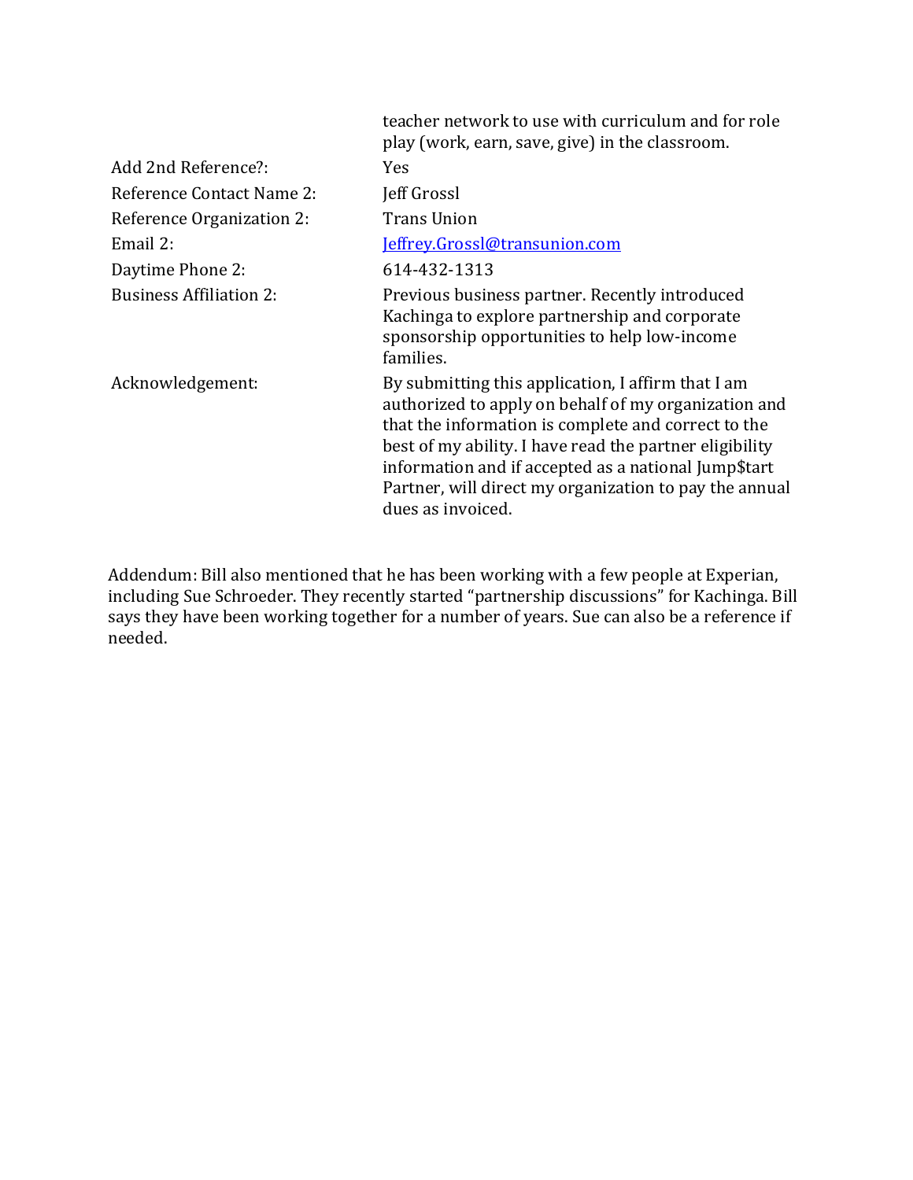| | |
|---|---|
| | teacher network to use with curriculum and for role play (work, earn, save, give) in the classroom. |
| Add 2nd Reference?: | Yes |
| Reference Contact Name 2: | Jeff Grossl |
| Reference Organization 2: | Trans Union |
| Email 2: | Jeffrey.Grossl@transunion.com |
| Daytime Phone 2: | 614-432-1313 |
| Business Affiliation 2: | Previous business partner. Recently introduced Kachinga to explore partnership and corporate sponsorship opportunities to help low-income families. |
| Acknowledgement: | By submitting this application, I affirm that I am authorized to apply on behalf of my organization and that the information is complete and correct to the best of my ability. I have read the partner eligibility information and if accepted as a national Jump$tart Partner, will direct my organization to pay the annual dues as invoiced. |

Addendum: Bill also mentioned that he has been working with a few people at Experian, including Sue Schroeder. They recently started “partnership discussions” for Kachinga. Bill says they have been working together for a number of years. Sue can also be a reference if needed.